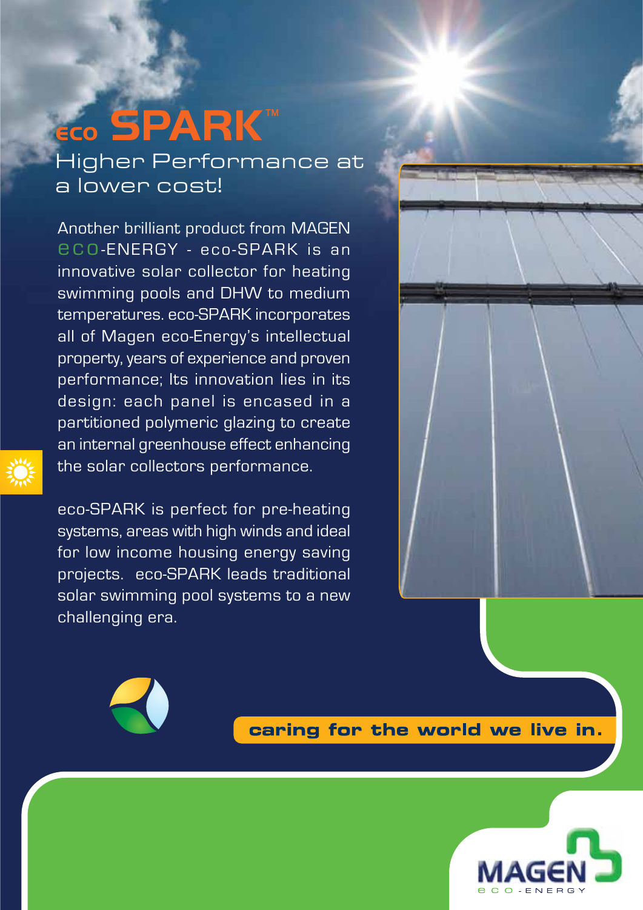# eco SPARK™

## Higher Performance at a lower cost!

Another brilliant product from MAGEN eco-ENERGY - eco-SPARK is an innovative solar collector for heating swimming pools and DHW to medium temperatures. eco-SPARK incorporates all of Magen eco-Energy's intellectual property, years of experience and proven performance; Its innovation lies in its design: each panel is encased in a partitioned polymeric glazing to create an internal greenhouse effect enhancing the solar collectors performance.

eco-SPARK is perfect for pre-heating systems, areas with high winds and ideal for low income housing energy saving projects. eco-SPARK leads traditional solar swimming pool systems to a new challenging era.

**caring for the world we live in.**

MAGEN eco-ENERGY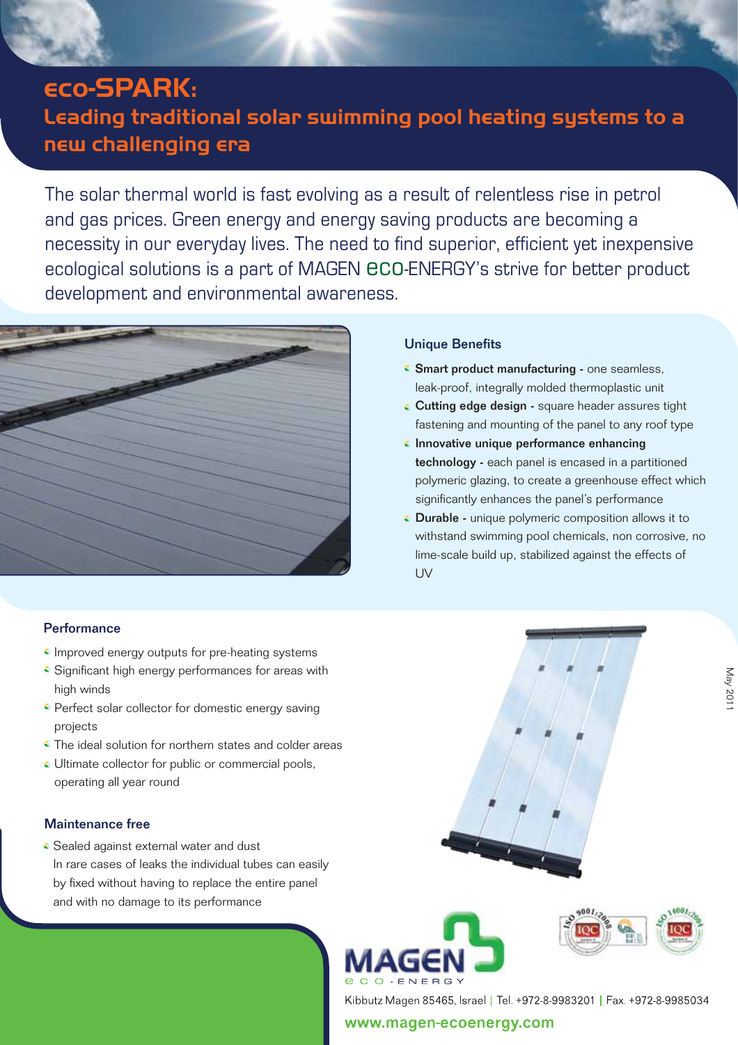# eco-SPARK:

## Leading traditional solar swimming pool heating systems to a new challenging era

The solar thermal world is fast evolving as a result of relentless rise in petrol and gas prices. Green energy and energy saving products are becoming a necessity in our everyday lives. The need to find superior, efficient yet inexpensive ecological solutions is a part of MAGEN eco-ENERGY's strive for better product development and environmental awareness.

### Unique Benefits

- **Smart product manufacturing -** one seamless, leak-proof, integrally molded thermoplastic unit
- **Cutting edge design -** square header assures tight fastening and mounting of the panel to any roof type
- **Innovative unique performance enhancing technology -** each panel is encased in a partitioned polymeric glazing, to create a greenhouse effect which significantly enhances the panel's performance
- **Durable -** unique polymeric composition allows it to withstand swimming pool chemicals, non corrosive, no lime-scale build up, stabilized against the effects of UV

### Performance

- Improved energy outputs for pre-heating systems
- Significant high energy performances for areas with high winds
- Perfect solar collector for domestic energy saving projects
- The ideal solution for northern states and colder areas
- Ultimate collector for public or commercial pools, operating all year round

### Maintenance free

- Sealed against external water and dust
  In rare cases of leaks the individual tubes can easily by fixed without having to replace the entire panel and with no damage to its performance

May 2011

MAGEN eco-ENERGY

Kibbutz Magen 85465, Israel | Tel. +972-8-9983201 | Fax. +972-8-9985034

www.magen-ecoenergy.com